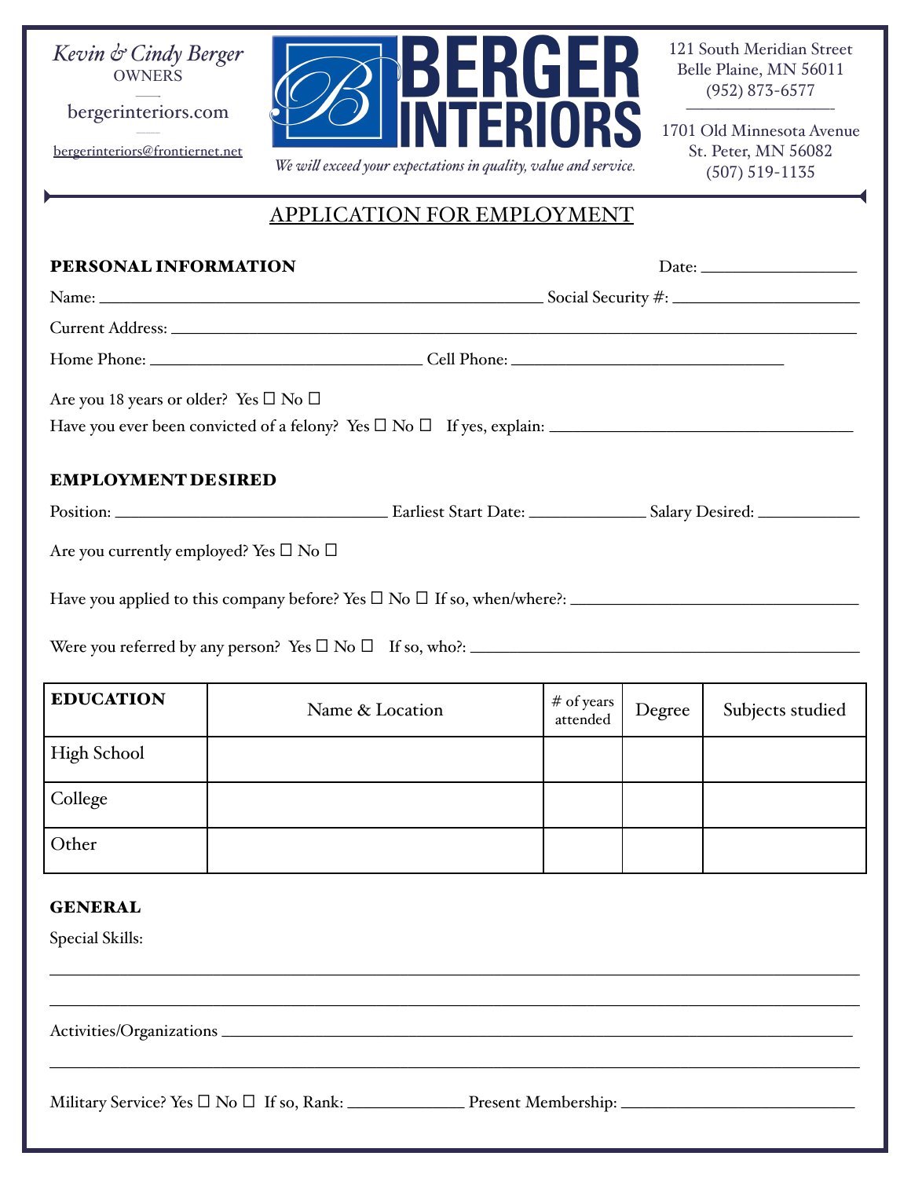*Kevin & Cindy Berger*
OWNERS

bergerinteriors.com

bergerinteriors@frontiernet.net

# BERGER INTERIORS

*We will exceed your expectations in quality, value and service.*

121 South Meridian Street
Belle Plaine, MN 56011
(952) 873-6577

1701 Old Minnesota Avenue
St. Peter, MN 56082
(507) 519-1135

## APPLICATION FOR EMPLOYMENT

**PERSONAL INFORMATION** Date: ___________________

Name: ______________________________________________________ Social Security #: _______________________

Current Address: ___________________________________________________________________________________

Home Phone: _________________________________ Cell Phone: _________________________________

Are you 18 years or older? Yes ☐ No ☐

Have you ever been convicted of a felony? Yes ☐ No ☐ If yes, explain: _____________________________________

**EMPLOYMENT DESIRED**

Position: _________________________________ Earliest Start Date: ______________ Salary Desired: ____________

Are you currently employed? Yes ☐ No ☐

Have you applied to this company before? Yes ☐ No ☐ If so, when/where?: ___________________________________

Were you referred by any person? Yes ☐ No ☐ If so, who?: _____________________________________________

| **EDUCATION** | Name & Location | # of years attended | Degree | Subjects studied |
|---|---|---|---|---|
| High School | | | | |
| College | | | | |
| Other | | | | |

**GENERAL**

Special Skills:

___________________________________________________________________________________________________

___________________________________________________________________________________________________

Activities/Organizations ______________________________________________________________________________

___________________________________________________________________________________________________

Military Service? Yes ☐ No ☐ If so, Rank: ______________ Present Membership: ____________________________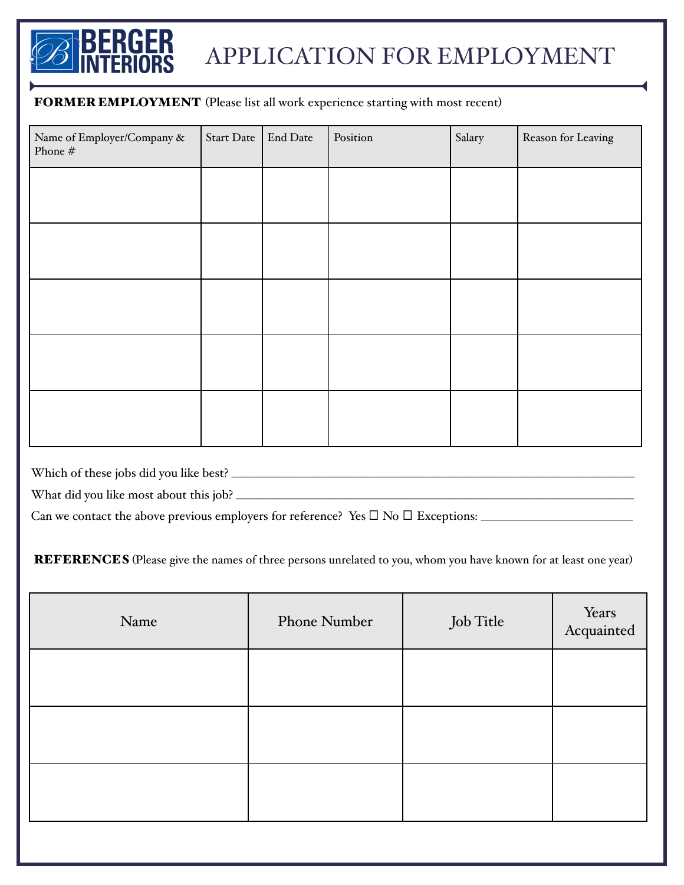# BERGER INTERIORS

# APPLICATION FOR EMPLOYMENT

**FORMER EMPLOYMENT** (Please list all work experience starting with most recent)

| Name of Employer/Company & Phone # | Start Date | End Date | Position | Salary | Reason for Leaving |
|---|---|---|---|---|---|
| | | | | | |
| | | | | | |
| | | | | | |
| | | | | | |
| | | | | | |

Which of these jobs did you like best? ___________________________________________

What did you like most about this job? ___________________________________________

Can we contact the above previous employers for reference? Yes ☐ No ☐ Exceptions: ________________

**REFERENCES** (Please give the names of three persons unrelated to you, whom you have known for at least one year)

| Name | Phone Number | Job Title | Years Acquainted |
|---|---|---|---|
| | | | |
| | | | |
| | | | |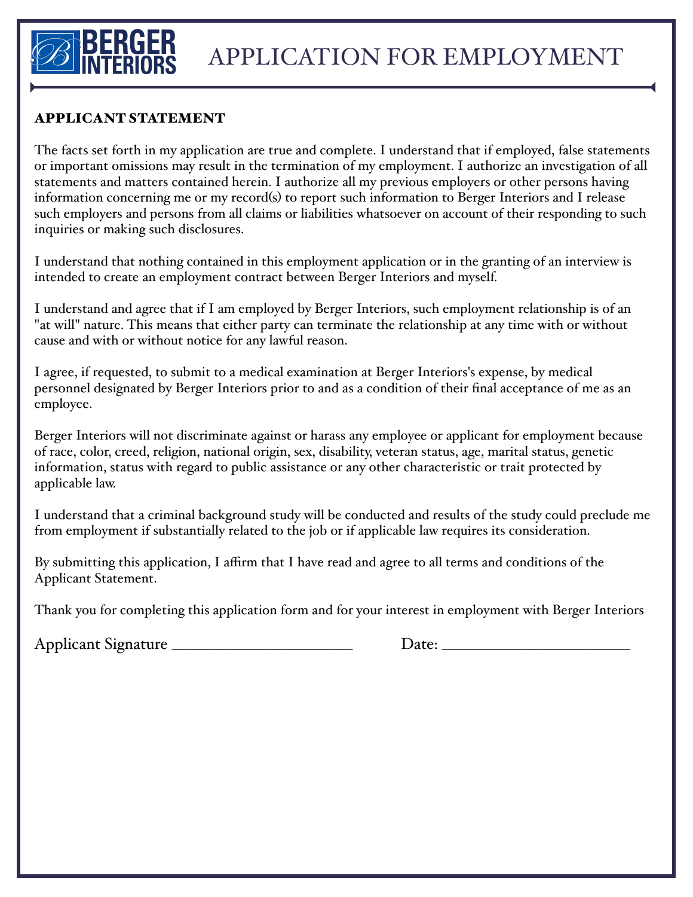BERGER INTERIORS

# APPLICATION FOR EMPLOYMENT

## APPLICANT STATEMENT

The facts set forth in my application are true and complete. I understand that if employed, false statements or important omissions may result in the termination of my employment. I authorize an investigation of all statements and matters contained herein. I authorize all my previous employers or other persons having information concerning me or my record(s) to report such information to Berger Interiors and I release such employers and persons from all claims or liabilities whatsoever on account of their responding to such inquiries or making such disclosures.

I understand that nothing contained in this employment application or in the granting of an interview is intended to create an employment contract between Berger Interiors and myself.

I understand and agree that if I am employed by Berger Interiors, such employment relationship is of an "at will" nature. This means that either party can terminate the relationship at any time with or without cause and with or without notice for any lawful reason.

I agree, if requested, to submit to a medical examination at Berger Interiors's expense, by medical personnel designated by Berger Interiors prior to and as a condition of their final acceptance of me as an employee.

Berger Interiors will not discriminate against or harass any employee or applicant for employment because of race, color, creed, religion, national origin, sex, disability, veteran status, age, marital status, genetic information, status with regard to public assistance or any other characteristic or trait protected by applicable law.

I understand that a criminal background study will be conducted and results of the study could preclude me from employment if substantially related to the job or if applicable law requires its consideration.

By submitting this application, I affirm that I have read and agree to all terms and conditions of the Applicant Statement.

Thank you for completing this application form and for your interest in employment with Berger Interiors

Applicant Signature ______________________ Date: ______________________